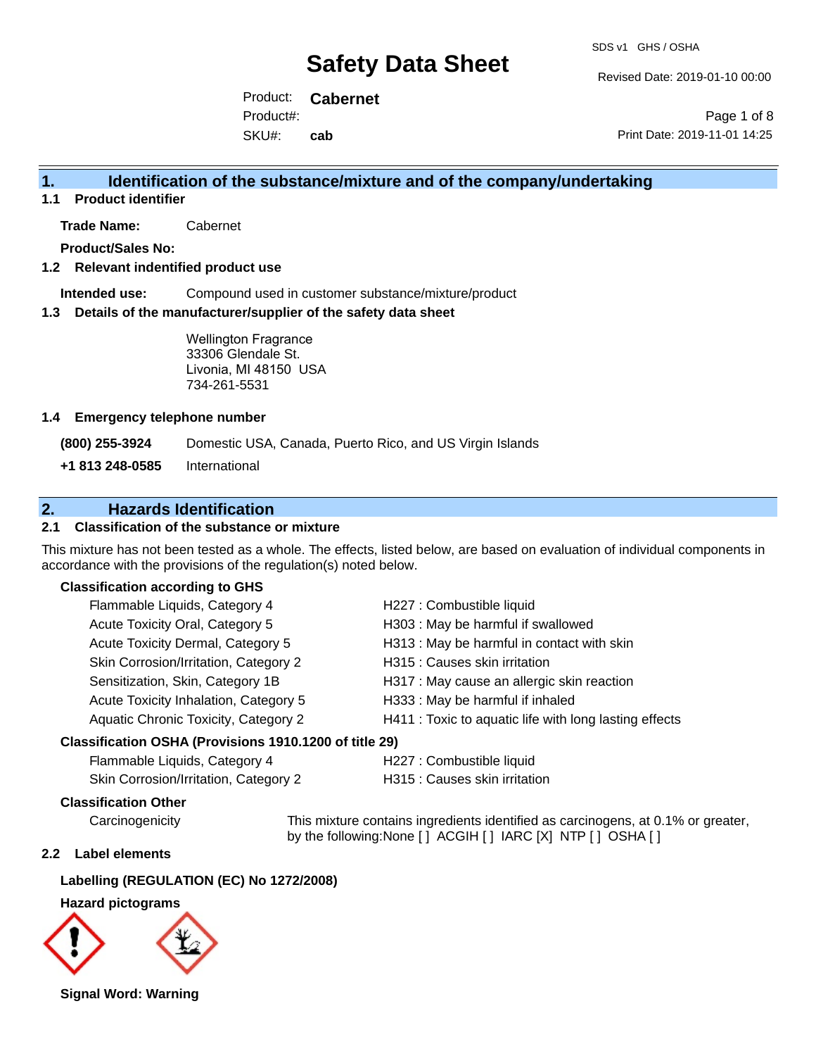# Safety Data Sheet

SDS v1 GHS / OSHA

Revised Date: 2019-01-10 00:00

Product: **Cabernet**
Product#:
SKU#: **cab**

Print Date: 2019-11-01 14:25

## 1. Identification of the substance/mixture and of the company/undertaking

### 1.1 Product identifier

**Trade Name:** Cabernet

**Product/Sales No:**

### 1.2 Relevant identified product use

**Intended use:** Compound used in customer substance/mixture/product

### 1.3 Details of the manufacturer/supplier of the safety data sheet

Wellington Fragrance
33306 Glendale St.
Livonia, MI 48150 USA
734-261-5531

### 1.4 Emergency telephone number

**(800) 255-3924** Domestic USA, Canada, Puerto Rico, and US Virgin Islands

**+1 813 248-0585** International

## 2. Hazards Identification

### 2.1 Classification of the substance or mixture

This mixture has not been tested as a whole. The effects, listed below, are based on evaluation of individual components in accordance with the provisions of the regulation(s) noted below.

**Classification according to GHS**

| | |
|---|---|
| Flammable Liquids, Category 4 | H227 : Combustible liquid |
| Acute Toxicity Oral, Category 5 | H303 : May be harmful if swallowed |
| Acute Toxicity Dermal, Category 5 | H313 : May be harmful in contact with skin |
| Skin Corrosion/Irritation, Category 2 | H315 : Causes skin irritation |
| Sensitization, Skin, Category 1B | H317 : May cause an allergic skin reaction |
| Acute Toxicity Inhalation, Category 5 | H333 : May be harmful if inhaled |
| Aquatic Chronic Toxicity, Category 2 | H411 : Toxic to aquatic life with long lasting effects |

**Classification OSHA (Provisions 1910.1200 of title 29)**

| | |
|---|---|
| Flammable Liquids, Category 4 | H227 : Combustible liquid |
| Skin Corrosion/Irritation, Category 2 | H315 : Causes skin irritation |

**Classification Other**

Carcinogenicity — This mixture contains ingredients identified as carcinogens, at 0.1% or greater, by the following:None [ ] ACGIH [ ] IARC [X] NTP [ ] OSHA [ ]

### 2.2 Label elements

**Labelling (REGULATION (EC) No 1272/2008)**

**Hazard pictograms**

**Signal Word: Warning**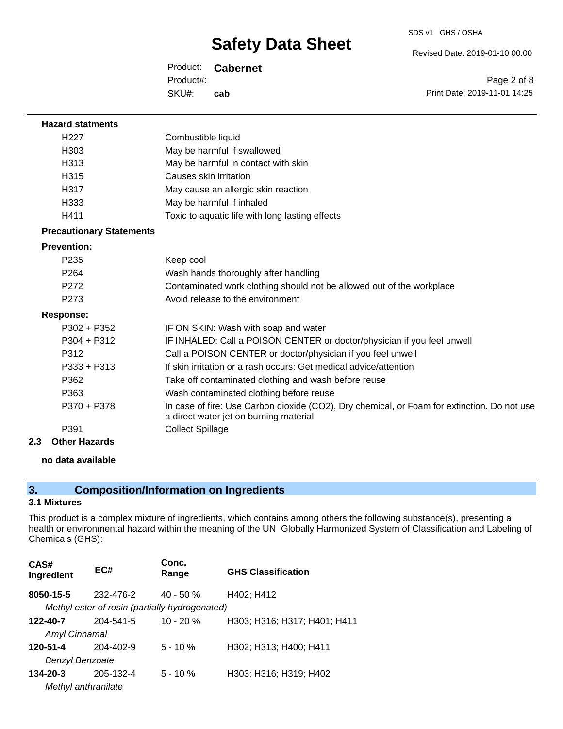**Hazard statments**

| | |
|---|---|
| H227 | Combustible liquid |
| H303 | May be harmful if swallowed |
| H313 | May be harmful in contact with skin |
| H315 | Causes skin irritation |
| H317 | May cause an allergic skin reaction |
| H333 | May be harmful if inhaled |
| H411 | Toxic to aquatic life with long lasting effects |

**Precautionary Statements**

**Prevention:**

| | |
|---|---|
| P235 | Keep cool |
| P264 | Wash hands thoroughly after handling |
| P272 | Contaminated work clothing should not be allowed out of the workplace |
| P273 | Avoid release to the environment |

**Response:**

| | |
|---|---|
| P302 + P352 | IF ON SKIN: Wash with soap and water |
| P304 + P312 | IF INHALED: Call a POISON CENTER or doctor/physician if you feel unwell |
| P312 | Call a POISON CENTER or doctor/physician if you feel unwell |
| P333 + P313 | If skin irritation or a rash occurs: Get medical advice/attention |
| P362 | Take off contaminated clothing and wash before reuse |
| P363 | Wash contaminated clothing before reuse |
| P370 + P378 | In case of fire: Use Carbon dioxide ($CO_2$), Dry chemical, or Foam for extinction. Do not use a direct water jet on burning material |
| P391 | Collect Spillage |

**2.3 Other Hazards**

**no data available**

## 3. Composition/Information on Ingredients

### 3.1 Mixtures

This product is a complex mixture of ingredients, which contains among others the following substance(s), presenting a health or environmental hazard within the meaning of the UN Globally Harmonized System of Classification and Labeling of Chemicals (GHS):

| CAS# Ingredient | EC# | Conc. Range | GHS Classification |
|---|---|---|---|
| **8050-15-5** | 232-476-2 | 40 - 50 % | H402; H412 |
| *Methyl ester of rosin (partially hydrogenated)* | | | |
| **122-40-7** | 204-541-5 | 10 - 20 % | H303; H316; H317; H401; H411 |
| *Amyl Cinnamal* | | | |
| **120-51-4** | 204-402-9 | 5 - 10 % | H302; H313; H400; H411 |
| *Benzyl Benzoate* | | | |
| **134-20-3** | 205-132-4 | 5 - 10 % | H303; H316; H319; H402 |
| *Methyl anthranilate* | | | |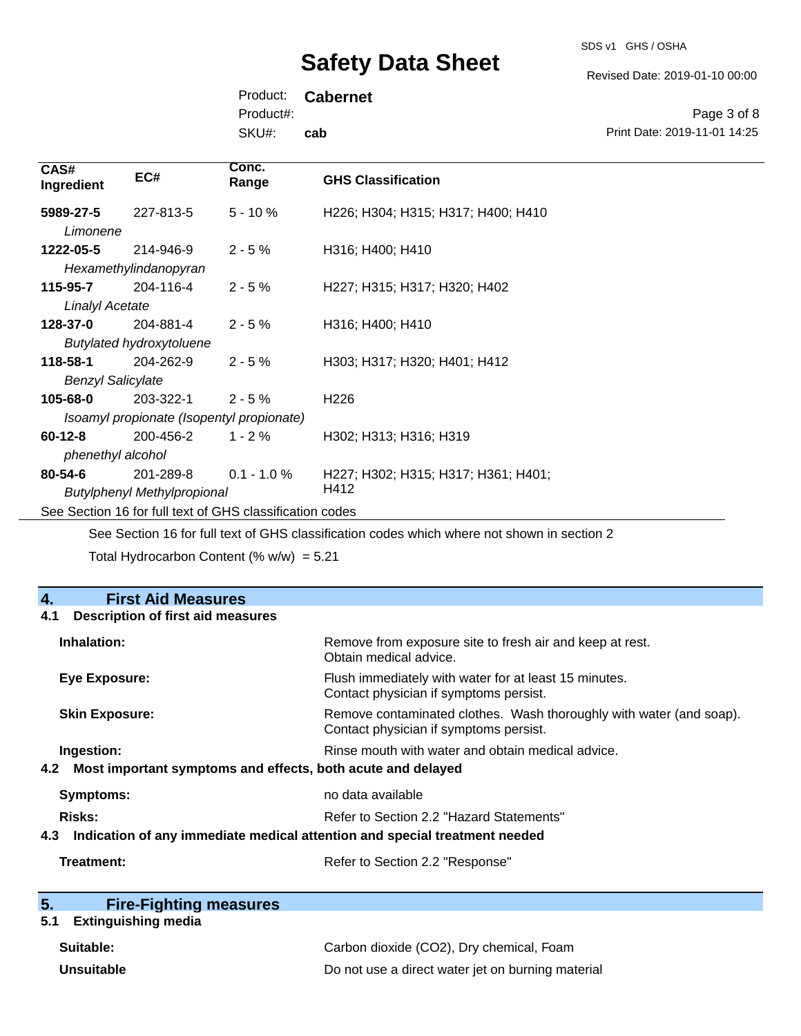| CAS# Ingredient | EC# | Conc. Range | GHS Classification |
|---|---|---|---|
| **5989-27-5** *Limonene* | 227-813-5 | 5 - 10 % | H226; H304; H315; H317; H400; H410 |
| **1222-05-5** *Hexamethylindanopyran* | 214-946-9 | 2 - 5 % | H316; H400; H410 |
| **115-95-7** *Linalyl Acetate* | 204-116-4 | 2 - 5 % | H227; H315; H317; H320; H402 |
| **128-37-0** *Butylated hydroxytoluene* | 204-881-4 | 2 - 5 % | H316; H400; H410 |
| **118-58-1** *Benzyl Salicylate* | 204-262-9 | 2 - 5 % | H303; H317; H320; H401; H412 |
| **105-68-0** *Isoamyl propionate (Isopentyl propionate)* | 203-322-1 | 2 - 5 % | H226 |
| **60-12-8** *phenethyl alcohol* | 200-456-2 | 1 - 2 % | H302; H313; H316; H319 |
| **80-54-6** *Butylphenyl Methylpropional* | 201-289-8 | 0.1 - 1.0 % | H227; H302; H315; H317; H361; H401; H412 |

See Section 16 for full text of GHS classification codes

See Section 16 for full text of GHS classification codes which where not shown in section 2

Total Hydrocarbon Content (% w/w) = 5.21

## 4. First Aid Measures

### 4.1 Description of first aid measures

**Inhalation:** Remove from exposure site to fresh air and keep at rest. Obtain medical advice.

**Eye Exposure:** Flush immediately with water for at least 15 minutes. Contact physician if symptoms persist.

**Skin Exposure:** Remove contaminated clothes. Wash thoroughly with water (and soap). Contact physician if symptoms persist.

**Ingestion:** Rinse mouth with water and obtain medical advice.

### 4.2 Most important symptoms and effects, both acute and delayed

**Symptoms:** no data available

**Risks:** Refer to Section 2.2 "Hazard Statements"

### 4.3 Indication of any immediate medical attention and special treatment needed

**Treatment:** Refer to Section 2.2 "Response"

## 5. Fire-Fighting measures

### 5.1 Extinguishing media

**Suitable:** Carbon dioxide ($CO_2$), Dry chemical, Foam

**Unsuitable** Do not use a direct water jet on burning material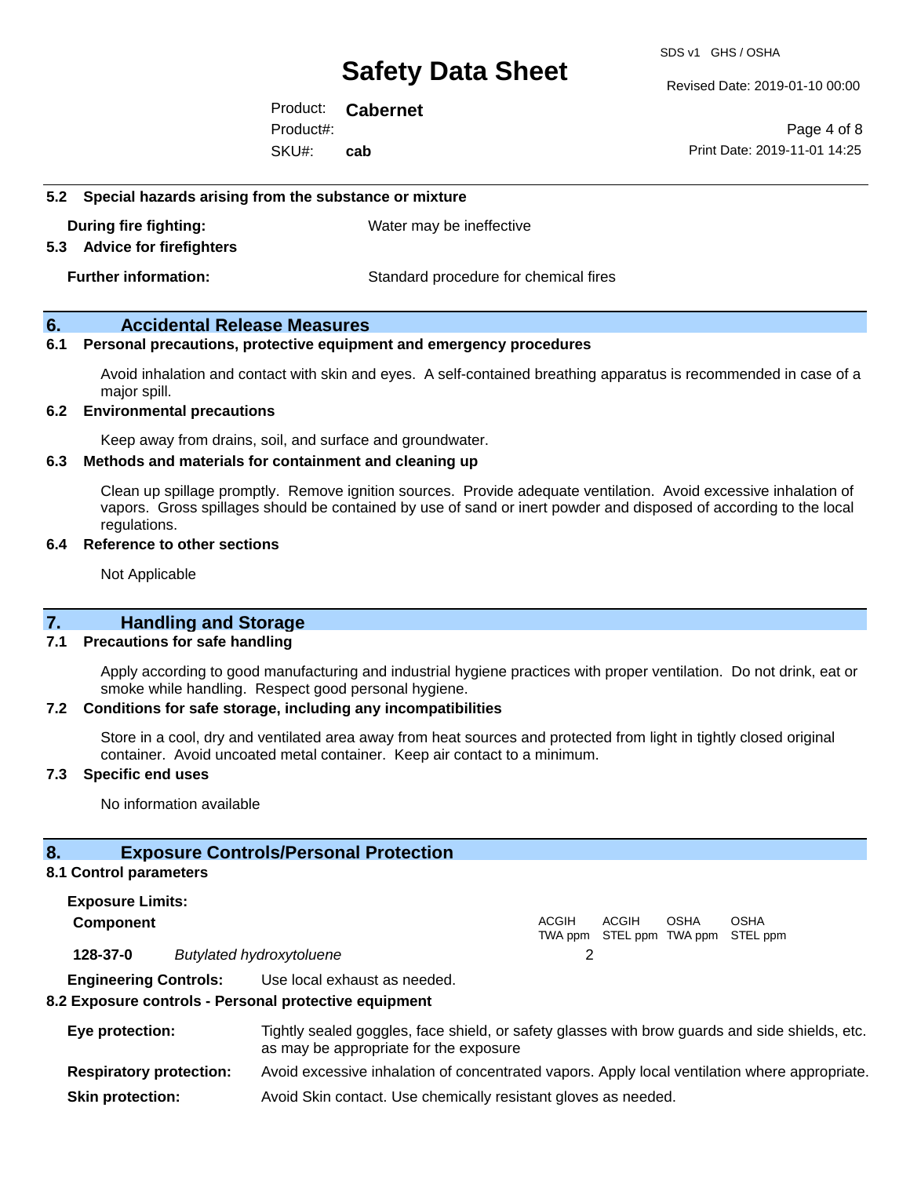### 5.2 Special hazards arising from the substance or mixture

**During fire fighting:** Water may be ineffective

### 5.3 Advice for firefighters

**Further information:** Standard procedure for chemical fires

## 6. Accidental Release Measures

### 6.1 Personal precautions, protective equipment and emergency procedures

Avoid inhalation and contact with skin and eyes. A self-contained breathing apparatus is recommended in case of a major spill.

### 6.2 Environmental precautions

Keep away from drains, soil, and surface and groundwater.

### 6.3 Methods and materials for containment and cleaning up

Clean up spillage promptly. Remove ignition sources. Provide adequate ventilation. Avoid excessive inhalation of vapors. Gross spillages should be contained by use of sand or inert powder and disposed of according to the local regulations.

### 6.4 Reference to other sections

Not Applicable

## 7. Handling and Storage

### 7.1 Precautions for safe handling

Apply according to good manufacturing and industrial hygiene practices with proper ventilation. Do not drink, eat or smoke while handling. Respect good personal hygiene.

### 7.2 Conditions for safe storage, including any incompatibilities

Store in a cool, dry and ventilated area away from heat sources and protected from light in tightly closed original container. Avoid uncoated metal container. Keep air contact to a minimum.

### 7.3 Specific end uses

No information available

## 8. Exposure Controls/Personal Protection

### 8.1 Control parameters

**Exposure Limits:**

| Component | | ACGIH TWA ppm | ACGIH STEL ppm | OSHA TWA ppm | OSHA STEL ppm |
|---|---|---|---|---|---|
| 128-37-0 | *Butylated hydroxytoluene* | 2 | | | |

**Engineering Controls:** Use local exhaust as needed.

### 8.2 Exposure controls - Personal protective equipment

**Eye protection:** Tightly sealed goggles, face shield, or safety glasses with brow guards and side shields, etc. as may be appropriate for the exposure

**Respiratory protection:** Avoid excessive inhalation of concentrated vapors. Apply local ventilation where appropriate.

**Skin protection:** Avoid Skin contact. Use chemically resistant gloves as needed.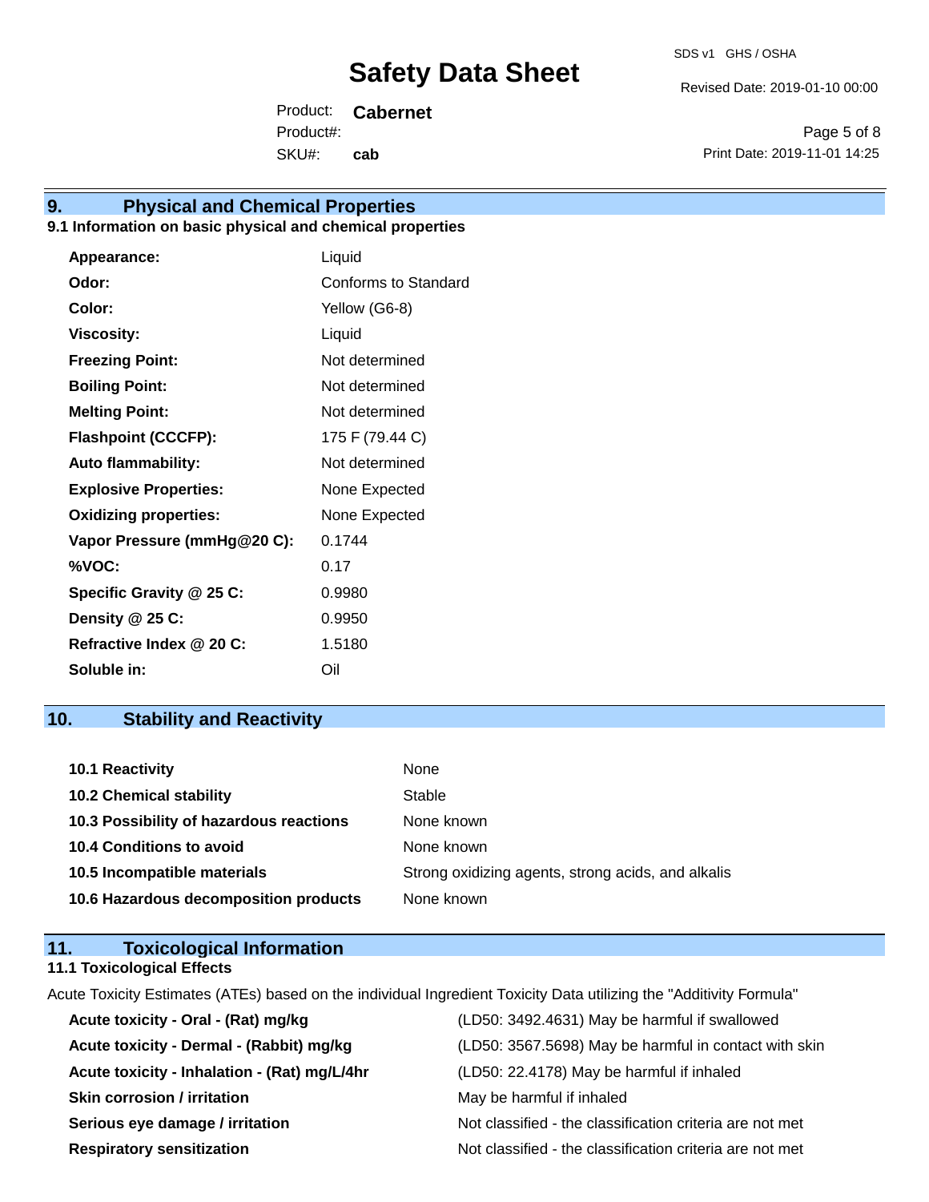## 9. Physical and Chemical Properties

### 9.1 Information on basic physical and chemical properties

| | |
|---|---|
| **Appearance:** | Liquid |
| **Odor:** | Conforms to Standard |
| **Color:** | Yellow (G6-8) |
| **Viscosity:** | Liquid |
| **Freezing Point:** | Not determined |
| **Boiling Point:** | Not determined |
| **Melting Point:** | Not determined |
| **Flashpoint (CCCFP):** | 175 F (79.44 C) |
| **Auto flammability:** | Not determined |
| **Explosive Properties:** | None Expected |
| **Oxidizing properties:** | None Expected |
| **Vapor Pressure (mmHg@20 C):** | 0.1744 |
| **%VOC:** | 0.17 |
| **Specific Gravity @ 25 C:** | 0.9980 |
| **Density @ 25 C:** | 0.9950 |
| **Refractive Index @ 20 C:** | 1.5180 |
| **Soluble in:** | Oil |

## 10. Stability and Reactivity

| | |
|---|---|
| **10.1 Reactivity** | None |
| **10.2 Chemical stability** | Stable |
| **10.3 Possibility of hazardous reactions** | None known |
| **10.4 Conditions to avoid** | None known |
| **10.5 Incompatible materials** | Strong oxidizing agents, strong acids, and alkalis |
| **10.6 Hazardous decomposition products** | None known |

## 11. Toxicological Information

### 11.1 Toxicological Effects

Acute Toxicity Estimates (ATEs) based on the individual Ingredient Toxicity Data utilizing the "Additivity Formula"

| | |
|---|---|
| **Acute toxicity - Oral - (Rat) mg/kg** | (LD50: 3492.4631) May be harmful if swallowed |
| **Acute toxicity - Dermal - (Rabbit) mg/kg** | (LD50: 3567.5698) May be harmful in contact with skin |
| **Acute toxicity - Inhalation - (Rat) mg/L/4hr** | (LD50: 22.4178) May be harmful if inhaled |
| **Skin corrosion / irritation** | May be harmful if inhaled |
| **Serious eye damage / irritation** | Not classified - the classification criteria are not met |
| **Respiratory sensitization** | Not classified - the classification criteria are not met |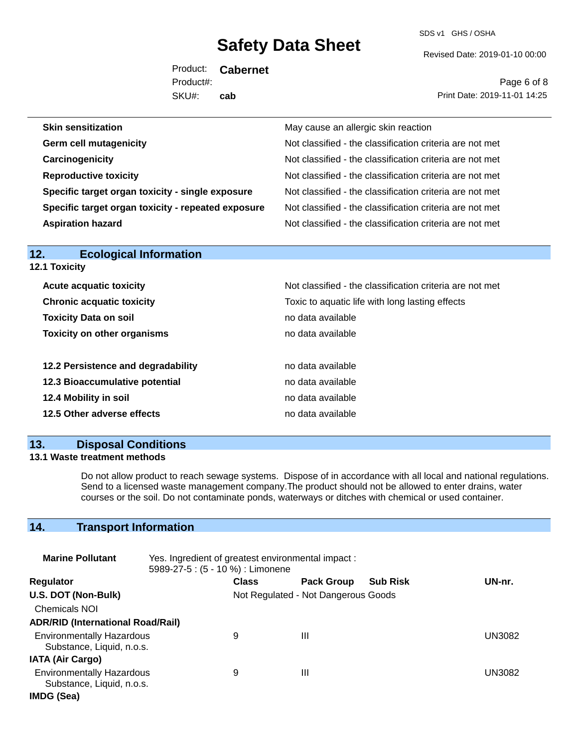| | |
|---|---|
| **Skin sensitization** | May cause an allergic skin reaction |
| **Germ cell mutagenicity** | Not classified - the classification criteria are not met |
| **Carcinogenicity** | Not classified - the classification criteria are not met |
| **Reproductive toxicity** | Not classified - the classification criteria are not met |
| **Specific target organ toxicity - single exposure** | Not classified - the classification criteria are not met |
| **Specific target organ toxicity - repeated exposure** | Not classified - the classification criteria are not met |
| **Aspiration hazard** | Not classified - the classification criteria are not met |

## 12. Ecological Information

### 12.1 Toxicity

| | |
|---|---|
| **Acute acquatic toxicity** | Not classified - the classification criteria are not met |
| **Chronic acquatic toxicity** | Toxic to aquatic life with long lasting effects |
| **Toxicity Data on soil** | no data available |
| **Toxicity on other organisms** | no data available |

| | |
|---|---|
| **12.2 Persistence and degradability** | no data available |
| **12.3 Bioaccumulative potential** | no data available |
| **12.4 Mobility in soil** | no data available |
| **12.5 Other adverse effects** | no data available |

## 13. Disposal Conditions

### 13.1 Waste treatment methods

Do not allow product to reach sewage systems. Dispose of in accordance with all local and national regulations. Send to a licensed waste management company.The product should not be allowed to enter drains, water courses or the soil. Do not contaminate ponds, waterways or ditches with chemical or used container.

## 14. Transport Information

**Marine Pollutant** Yes. Ingredient of greatest environmental impact : 5989-27-5 : (5 - 10 %) : Limonene

| Regulator | Class | Pack Group | Sub Risk | UN-nr. |
|---|---|---|---|---|
| **U.S. DOT (Non-Bulk)** | Not Regulated - Not Dangerous Goods | | | |
| Chemicals NOI | | | | |
| **ADR/RID (International Road/Rail)** | | | | |
| Environmentally Hazardous Substance, Liquid, n.o.s. | 9 | III | | UN3082 |
| **IATA (Air Cargo)** | | | | |
| Environmentally Hazardous Substance, Liquid, n.o.s. | 9 | III | | UN3082 |
| **IMDG (Sea)** | | | | |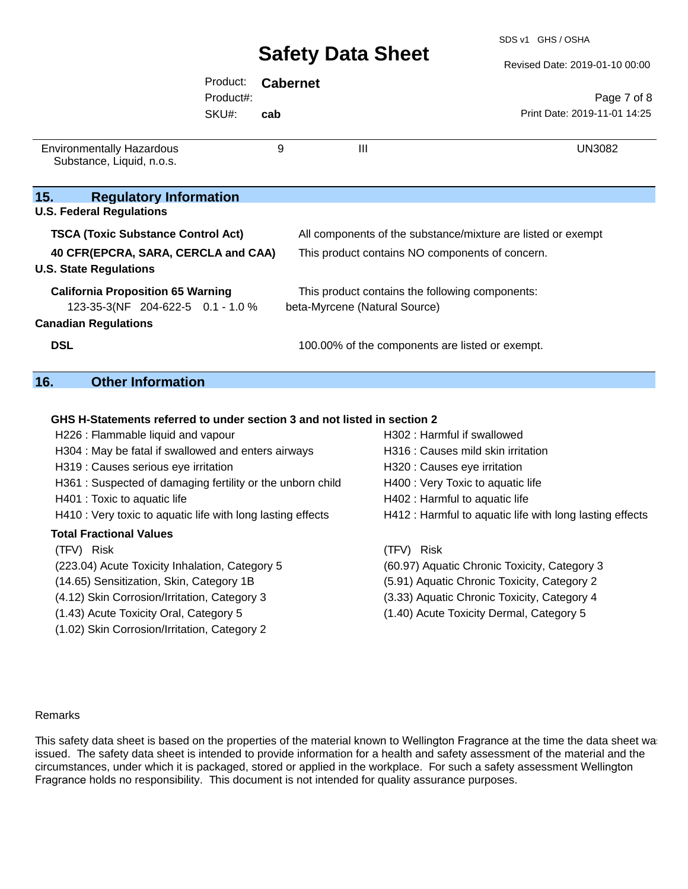| Environmentally Hazardous Substance, Liquid, n.o.s. | 9 | III | UN3082 |
|---|---|---|---|

## 15. Regulatory Information

**U.S. Federal Regulations**

| | |
|---|---|
| **TSCA (Toxic Substance Control Act)** | All components of the substance/mixture are listed or exempt |
| **40 CFR(EPCRA, SARA, CERCLA and CAA)** | This product contains NO components of concern. |

**U.S. State Regulations**

| | |
|---|---|
| **California Proposition 65 Warning** | This product contains the following components: |
| 123-35-3(NF 204-622-5 0.1 - 1.0 % | beta-Myrcene (Natural Source) |

**Canadian Regulations**

| | |
|---|---|
| **DSL** | 100.00% of the components are listed or exempt. |

## 16. Other Information

**GHS H-Statements referred to under section 3 and not listed in section 2**

- H226 : Flammable liquid and vapour
- H304 : May be fatal if swallowed and enters airways
- H319 : Causes serious eye irritation
- H361 : Suspected of damaging fertility or the unborn child
- H401 : Toxic to aquatic life
- H410 : Very toxic to aquatic life with long lasting effects
- H302 : Harmful if swallowed
- H316 : Causes mild skin irritation
- H320 : Causes eye irritation
- H400 : Very Toxic to aquatic life
- H402 : Harmful to aquatic life
- H412 : Harmful to aquatic life with long lasting effects

**Total Fractional Values**

| (TFV) | Risk | (TFV) | Risk |
|---|---|---|---|
| (223.04) | Acute Toxicity Inhalation, Category 5 | (60.97) | Aquatic Chronic Toxicity, Category 3 |
| (14.65) | Sensitization, Skin, Category 1B | (5.91) | Aquatic Chronic Toxicity, Category 2 |
| (4.12) | Skin Corrosion/Irritation, Category 3 | (3.33) | Aquatic Chronic Toxicity, Category 4 |
| (1.43) | Acute Toxicity Oral, Category 5 | (1.40) | Acute Toxicity Dermal, Category 5 |
| (1.02) | Skin Corrosion/Irritation, Category 2 | | |

Remarks

This safety data sheet is based on the properties of the material known to Wellington Fragrance at the time the data sheet was issued. The safety data sheet is intended to provide information for a health and safety assessment of the material and the circumstances, under which it is packaged, stored or applied in the workplace. For such a safety assessment Wellington Fragrance holds no responsibility. This document is not intended for quality assurance purposes.